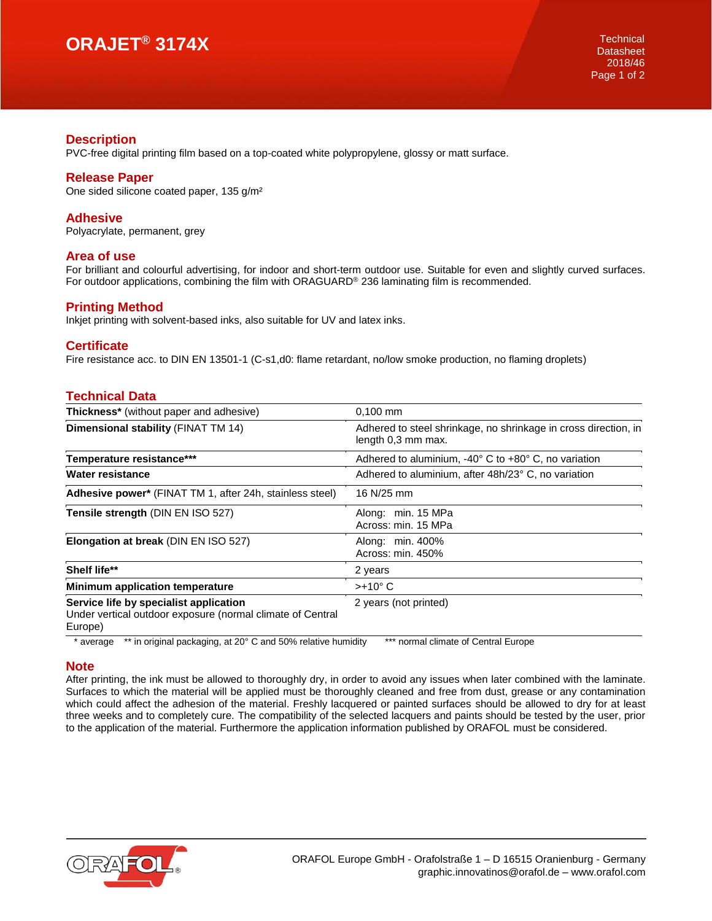# ORAJET® 3174X

Technical Datasheet 2018/46

## Description

PVC-free digital printing film based on a top-coated white polypropylene, glossy or matt surface.

## Release Paper

One sided silicone coated paper, 135 g/m²

## Adhesive

Polyacrylate, permanent, grey

## Area of use

For brilliant and colourful advertising, for indoor and short-term outdoor use. Suitable for even and slightly curved surfaces. For outdoor applications, combining the film with ORAGUARD® 236 laminating film is recommended.

## Printing Method

Inkjet printing with solvent-based inks, also suitable for UV and latex inks.

## Certificate

Fire resistance acc. to DIN EN 13501-1 (C-s1,d0: flame retardant, no/low smoke production, no flaming droplets)

## Technical Data

| | |
|---|---|
| **Thickness*** (without paper and adhesive) | 0,100 mm |
| **Dimensional stability** (FINAT TM 14) | Adhered to steel shrinkage, no shrinkage in cross direction, in length 0,3 mm max. |
| **Temperature resistance***** | Adhered to aluminium, -40° C to +80° C, no variation |
| **Water resistance** | Adhered to aluminium, after 48h/23° C, no variation |
| **Adhesive power*** (FINAT TM 1, after 24h, stainless steel) | 16 N/25 mm |
| **Tensile strength** (DIN EN ISO 527) | Along: min. 15 MPa<br>Across: min. 15 MPa |
| **Elongation at break** (DIN EN ISO 527) | Along: min. 400%<br>Across: min. 450% |
| **Shelf life**** | 2 years |
| **Minimum application temperature** | >+10° C |
| **Service life by specialist application**<br>Under vertical outdoor exposure (normal climate of Central Europe) | 2 years (not printed) |

\* average  ** in original packaging, at 20° C and 50% relative humidity  *** normal climate of Central Europe

## Note

After printing, the ink must be allowed to thoroughly dry, in order to avoid any issues when later combined with the laminate. Surfaces to which the material will be applied must be thoroughly cleaned and free from dust, grease or any contamination which could affect the adhesion of the material. Freshly lacquered or painted surfaces should be allowed to dry for at least three weeks and to completely cure. The compatibility of the selected lacquers and paints should be tested by the user, prior to the application of the material. Furthermore the application information published by ORAFOL must be considered.

ORAFOL Europe GmbH - Orafolstraße 1 – D 16515 Oranienburg - Germany
graphic.innovatinos@orafol.de – www.orafol.com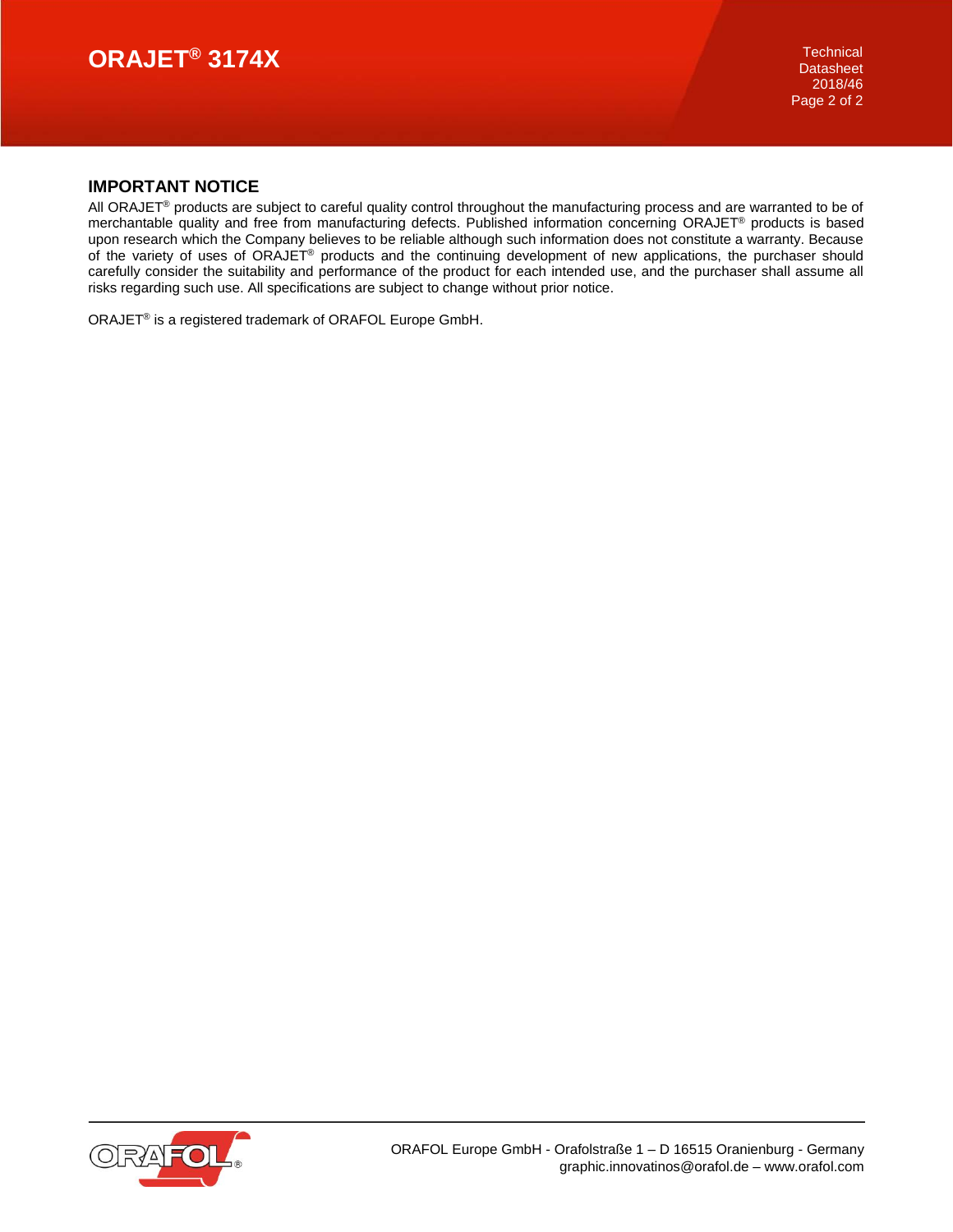## IMPORTANT NOTICE

All ORAJET® products are subject to careful quality control throughout the manufacturing process and are warranted to be of merchantable quality and free from manufacturing defects. Published information concerning ORAJET® products is based upon research which the Company believes to be reliable although such information does not constitute a warranty. Because of the variety of uses of ORAJET® products and the continuing development of new applications, the purchaser should carefully consider the suitability and performance of the product for each intended use, and the purchaser shall assume all risks regarding such use. All specifications are subject to change without prior notice.

ORAJET® is a registered trademark of ORAFOL Europe GmbH.

ORAFOL Europe GmbH - Orafolstraße 1 – D 16515 Oranienburg - Germany
graphic.innovatinos@orafol.de – www.orafol.com